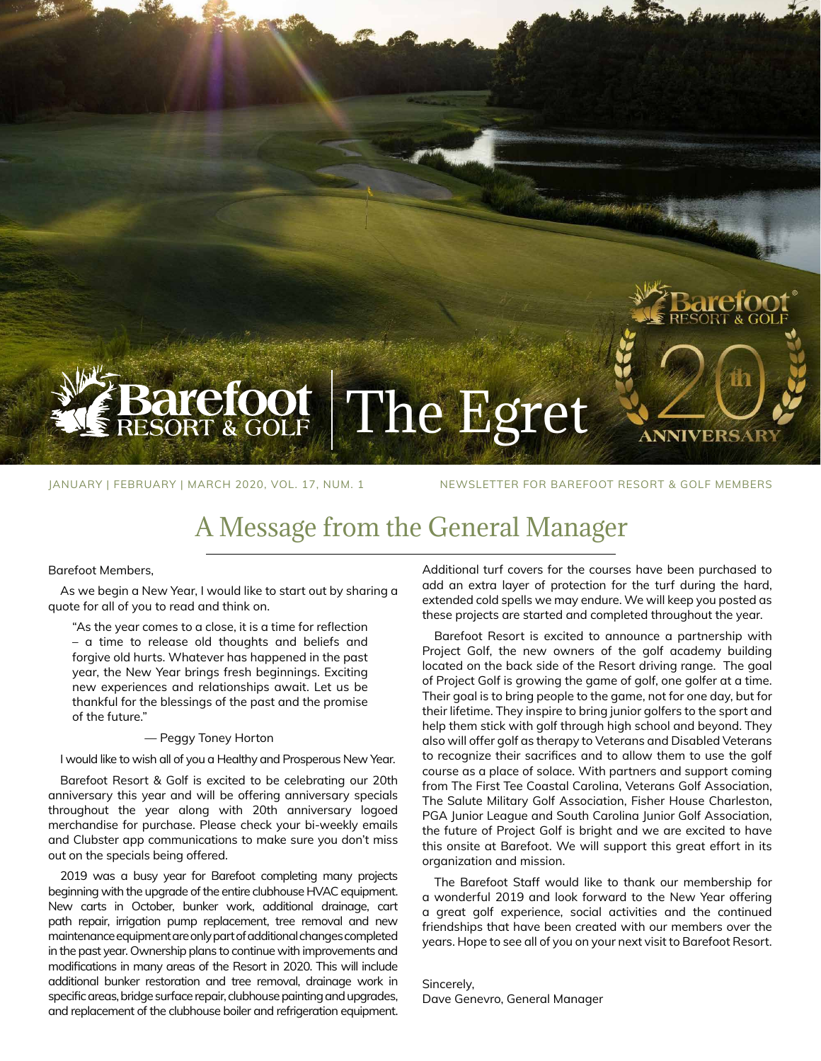# Barefoot Resort & Golf | The Egret

JANUARY | FEBRUARY | MARCH 2020, VOL. 17, NUM. 1

NEWSLETTER FOR BAREFOOT RESORT & GOLF MEMBERS

## A Message from the General Manager

Barefoot Members,

As we begin a New Year, I would like to start out by sharing a quote for all of you to read and think on.

> "As the year comes to a close, it is a time for reflection – a time to release old thoughts and beliefs and forgive old hurts. Whatever has happened in the past year, the New Year brings fresh beginnings. Exciting new experiences and relationships await. Let us be thankful for the blessings of the past and the promise of the future."
>
> — Peggy Toney Horton

I would like to wish all of you a Healthy and Prosperous New Year.

Barefoot Resort & Golf is excited to be celebrating our 20th anniversary this year and will be offering anniversary specials throughout the year along with 20th anniversary logoed merchandise for purchase. Please check your bi-weekly emails and Clubster app communications to make sure you don't miss out on the specials being offered.

2019 was a busy year for Barefoot completing many projects beginning with the upgrade of the entire clubhouse HVAC equipment. New carts in October, bunker work, additional drainage, cart path repair, irrigation pump replacement, tree removal and new maintenance equipment are only part of additional changes completed in the past year. Ownership plans to continue with improvements and modifications in many areas of the Resort in 2020. This will include additional bunker restoration and tree removal, drainage work in specific areas, bridge surface repair, clubhouse painting and upgrades, and replacement of the clubhouse boiler and refrigeration equipment. Additional turf covers for the courses have been purchased to add an extra layer of protection for the turf during the hard, extended cold spells we may endure. We will keep you posted as these projects are started and completed throughout the year.

Barefoot Resort is excited to announce a partnership with Project Golf, the new owners of the golf academy building located on the back side of the Resort driving range. The goal of Project Golf is growing the game of golf, one golfer at a time. Their goal is to bring people to the game, not for one day, but for their lifetime. They inspire to bring junior golfers to the sport and help them stick with golf through high school and beyond. They also will offer golf as therapy to Veterans and Disabled Veterans to recognize their sacrifices and to allow them to use the golf course as a place of solace. With partners and support coming from The First Tee Coastal Carolina, Veterans Golf Association, The Salute Military Golf Association, Fisher House Charleston, PGA Junior League and South Carolina Junior Golf Association, the future of Project Golf is bright and we are excited to have this onsite at Barefoot. We will support this great effort in its organization and mission.

The Barefoot Staff would like to thank our membership for a wonderful 2019 and look forward to the New Year offering a great golf experience, social activities and the continued friendships that have been created with our members over the years. Hope to see all of you on your next visit to Barefoot Resort.

Sincerely,
Dave Genevro, General Manager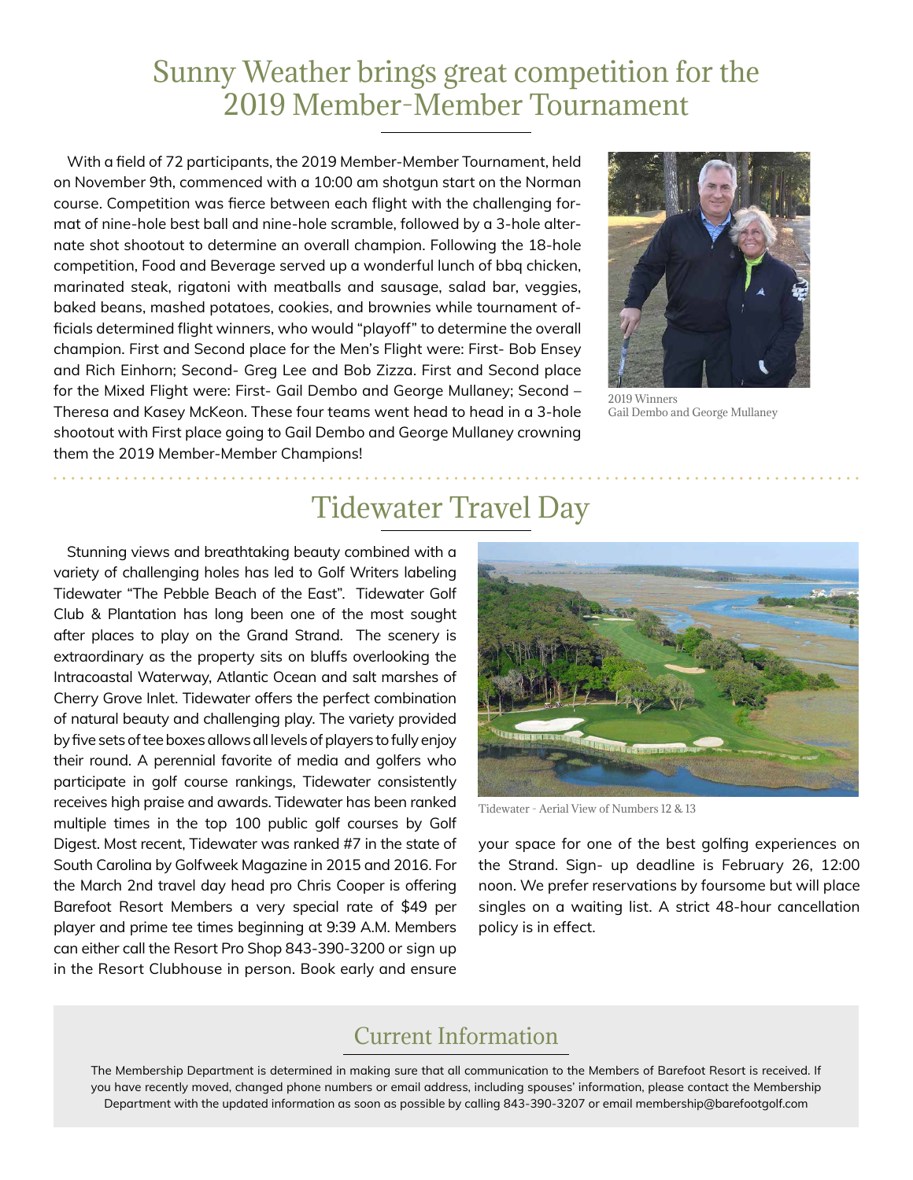# Sunny Weather brings great competition for the 2019 Member-Member Tournament

With a field of 72 participants, the 2019 Member-Member Tournament, held on November 9th, commenced with a 10:00 am shotgun start on the Norman course. Competition was fierce between each flight with the challenging format of nine-hole best ball and nine-hole scramble, followed by a 3-hole alternate shot shootout to determine an overall champion. Following the 18-hole competition, Food and Beverage served up a wonderful lunch of bbq chicken, marinated steak, rigatoni with meatballs and sausage, salad bar, veggies, baked beans, mashed potatoes, cookies, and brownies while tournament officials determined flight winners, who would "playoff" to determine the overall champion. First and Second place for the Men's Flight were: First- Bob Ensey and Rich Einhorn; Second- Greg Lee and Bob Zizza. First and Second place for the Mixed Flight were: First- Gail Dembo and George Mullaney; Second – Theresa and Kasey McKeon. These four teams went head to head in a 3-hole shootout with First place going to Gail Dembo and George Mullaney crowning them the 2019 Member-Member Champions!

2019 Winners
Gail Dembo and George Mullaney

# Tidewater Travel Day

Stunning views and breathtaking beauty combined with a variety of challenging holes has led to Golf Writers labeling Tidewater "The Pebble Beach of the East". Tidewater Golf Club & Plantation has long been one of the most sought after places to play on the Grand Strand. The scenery is extraordinary as the property sits on bluffs overlooking the Intracoastal Waterway, Atlantic Ocean and salt marshes of Cherry Grove Inlet. Tidewater offers the perfect combination of natural beauty and challenging play. The variety provided by five sets of tee boxes allows all levels of players to fully enjoy their round. A perennial favorite of media and golfers who participate in golf course rankings, Tidewater consistently receives high praise and awards. Tidewater has been ranked multiple times in the top 100 public golf courses by Golf Digest. Most recent, Tidewater was ranked #7 in the state of South Carolina by Golfweek Magazine in 2015 and 2016. For the March 2nd travel day head pro Chris Cooper is offering Barefoot Resort Members a very special rate of $49 per player and prime tee times beginning at 9:39 A.M. Members can either call the Resort Pro Shop 843-390-3200 or sign up in the Resort Clubhouse in person. Book early and ensure your space for one of the best golfing experiences on the Strand. Sign- up deadline is February 26, 12:00 noon. We prefer reservations by foursome but will place singles on a waiting list. A strict 48-hour cancellation policy is in effect.

Tidewater - Aerial View of Numbers 12 & 13

## Current Information

The Membership Department is determined in making sure that all communication to the Members of Barefoot Resort is received. If you have recently moved, changed phone numbers or email address, including spouses' information, please contact the Membership Department with the updated information as soon as possible by calling 843-390-3207 or email membership@barefootgolf.com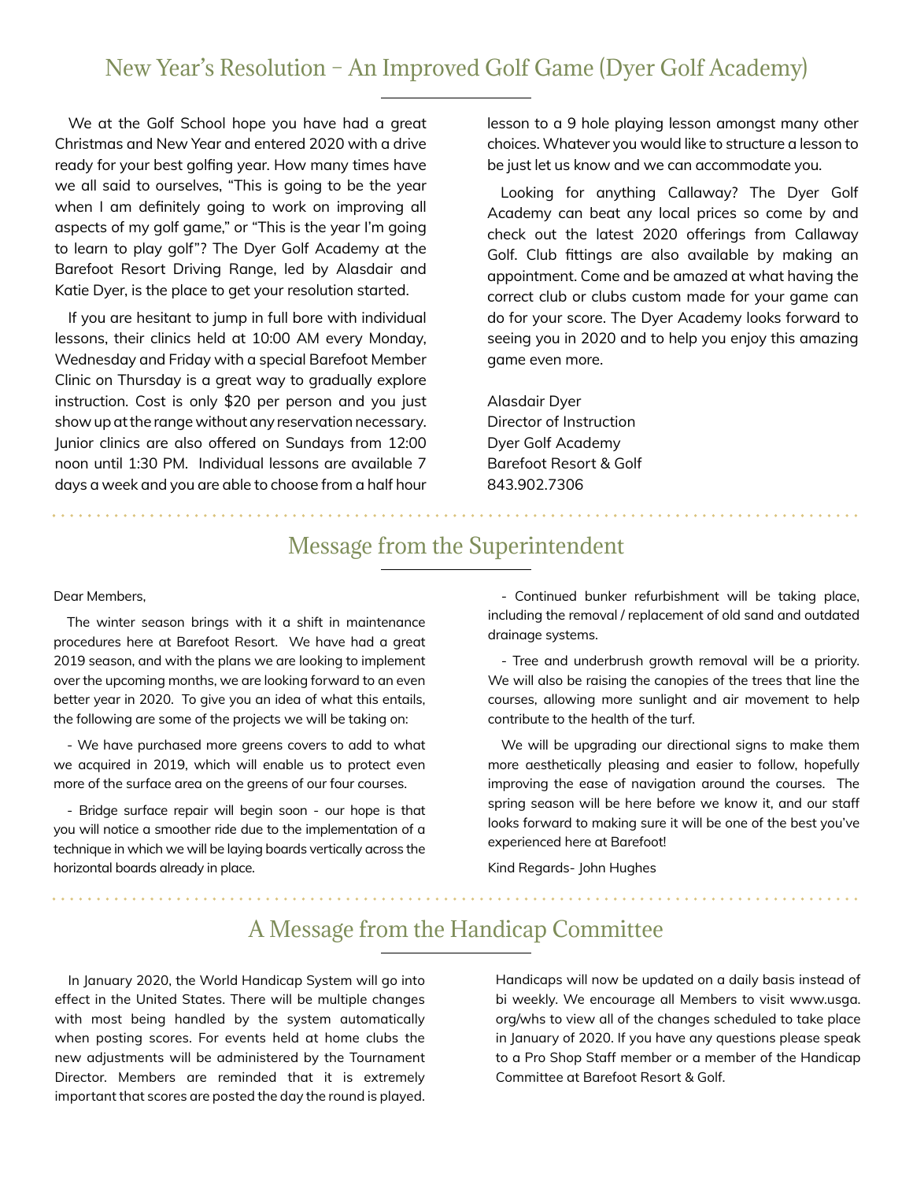## New Year's Resolution – An Improved Golf Game (Dyer Golf Academy)

We at the Golf School hope you have had a great Christmas and New Year and entered 2020 with a drive ready for your best golfing year. How many times have we all said to ourselves, "This is going to be the year when I am definitely going to work on improving all aspects of my golf game," or "This is the year I'm going to learn to play golf"? The Dyer Golf Academy at the Barefoot Resort Driving Range, led by Alasdair and Katie Dyer, is the place to get your resolution started.

If you are hesitant to jump in full bore with individual lessons, their clinics held at 10:00 AM every Monday, Wednesday and Friday with a special Barefoot Member Clinic on Thursday is a great way to gradually explore instruction. Cost is only $20 per person and you just show up at the range without any reservation necessary. Junior clinics are also offered on Sundays from 12:00 noon until 1:30 PM. Individual lessons are available 7 days a week and you are able to choose from a half hour lesson to a 9 hole playing lesson amongst many other choices. Whatever you would like to structure a lesson to be just let us know and we can accommodate you.

Looking for anything Callaway? The Dyer Golf Academy can beat any local prices so come by and check out the latest 2020 offerings from Callaway Golf. Club fittings are also available by making an appointment. Come and be amazed at what having the correct club or clubs custom made for your game can do for your score. The Dyer Academy looks forward to seeing you in 2020 and to help you enjoy this amazing game even more.

Alasdair Dyer  
Director of Instruction  
Dyer Golf Academy  
Barefoot Resort & Golf  
843.902.7306

## Message from the Superintendent

Dear Members,

The winter season brings with it a shift in maintenance procedures here at Barefoot Resort. We have had a great 2019 season, and with the plans we are looking to implement over the upcoming months, we are looking forward to an even better year in 2020. To give you an idea of what this entails, the following are some of the projects we will be taking on:

- We have purchased more greens covers to add to what we acquired in 2019, which will enable us to protect even more of the surface area on the greens of our four courses.

- Bridge surface repair will begin soon - our hope is that you will notice a smoother ride due to the implementation of a technique in which we will be laying boards vertically across the horizontal boards already in place.

- Continued bunker refurbishment will be taking place, including the removal / replacement of old sand and outdated drainage systems.

- Tree and underbrush growth removal will be a priority. We will also be raising the canopies of the trees that line the courses, allowing more sunlight and air movement to help contribute to the health of the turf.

We will be upgrading our directional signs to make them more aesthetically pleasing and easier to follow, hopefully improving the ease of navigation around the courses. The spring season will be here before we know it, and our staff looks forward to making sure it will be one of the best you've experienced here at Barefoot!

Kind Regards- John Hughes

## A Message from the Handicap Committee

In January 2020, the World Handicap System will go into effect in the United States. There will be multiple changes with most being handled by the system automatically when posting scores. For events held at home clubs the new adjustments will be administered by the Tournament Director. Members are reminded that it is extremely important that scores are posted the day the round is played. Handicaps will now be updated on a daily basis instead of bi weekly. We encourage all Members to visit www.usga.org/whs to view all of the changes scheduled to take place in January of 2020. If you have any questions please speak to a Pro Shop Staff member or a member of the Handicap Committee at Barefoot Resort & Golf.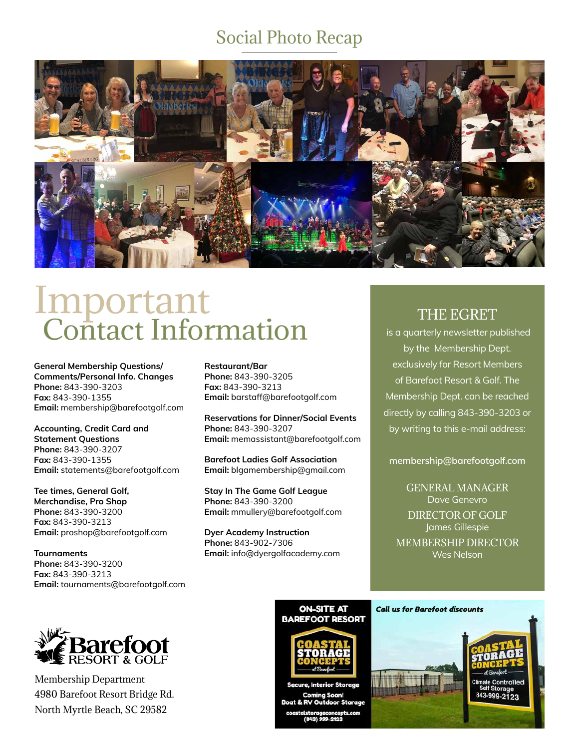## Social Photo Recap

# Important Contact Information

**General Membership Questions/ Comments/Personal Info. Changes**
**Phone:** 843-390-3203
**Fax:** 843-390-1355
**Email:** membership@barefootgolf.com

**Accounting, Credit Card and Statement Questions**
**Phone:** 843-390-3207
**Fax:** 843-390-1355
**Email:** statements@barefootgolf.com

**Tee times, General Golf, Merchandise, Pro Shop**
**Phone:** 843-390-3200
**Fax:** 843-390-3213
**Email:** proshop@barefootgolf.com

**Tournaments**
**Phone:** 843-390-3200
**Fax:** 843-390-3213
**Email:** tournaments@barefootgolf.com

**Restaurant/Bar**
**Phone:** 843-390-3205
**Fax:** 843-390-3213
**Email:** barstaff@barefootgolf.com

**Reservations for Dinner/Social Events**
**Phone:** 843-390-3207
**Email:** memassistant@barefootgolf.com

**Barefoot Ladies Golf Association**
**Email:** blgamembership@gmail.com

**Stay In The Game Golf League**
**Phone:** 843-390-3200
**Email:** mmullery@barefootgolf.com

**Dyer Academy Instruction**
**Phone:** 843-902-7306
**Email:** info@dyergolfacademy.com

## THE EGRET

is a quarterly newsletter published by the Membership Dept. exclusively for Resort Members of Barefoot Resort & Golf. The Membership Dept. can be reached directly by calling 843-390-3203 or by writing to this e-mail address:

**membership@barefootgolf.com**

GENERAL MANAGER
Dave Genevro

DIRECTOR OF GOLF
James Gillespie

MEMBERSHIP DIRECTOR
Wes Nelson

Barefoot RESORT & GOLF

Membership Department
4980 Barefoot Resort Bridge Rd.
North Myrtle Beach, SC 29582

ON-SITE AT BAREFOOT RESORT

COASTAL STORAGE CONCEPTS at Barefoot

Secure, Interior Storage
Coming Soon!
Boat & RV Outdoor Storage
coastalstorageconcepts.com
(843) 999-2123

*Call us for Barefoot discounts*

COASTAL STORAGE CONCEPTS at Barefoot
Climate Controlled Self Storage
843-999-2123